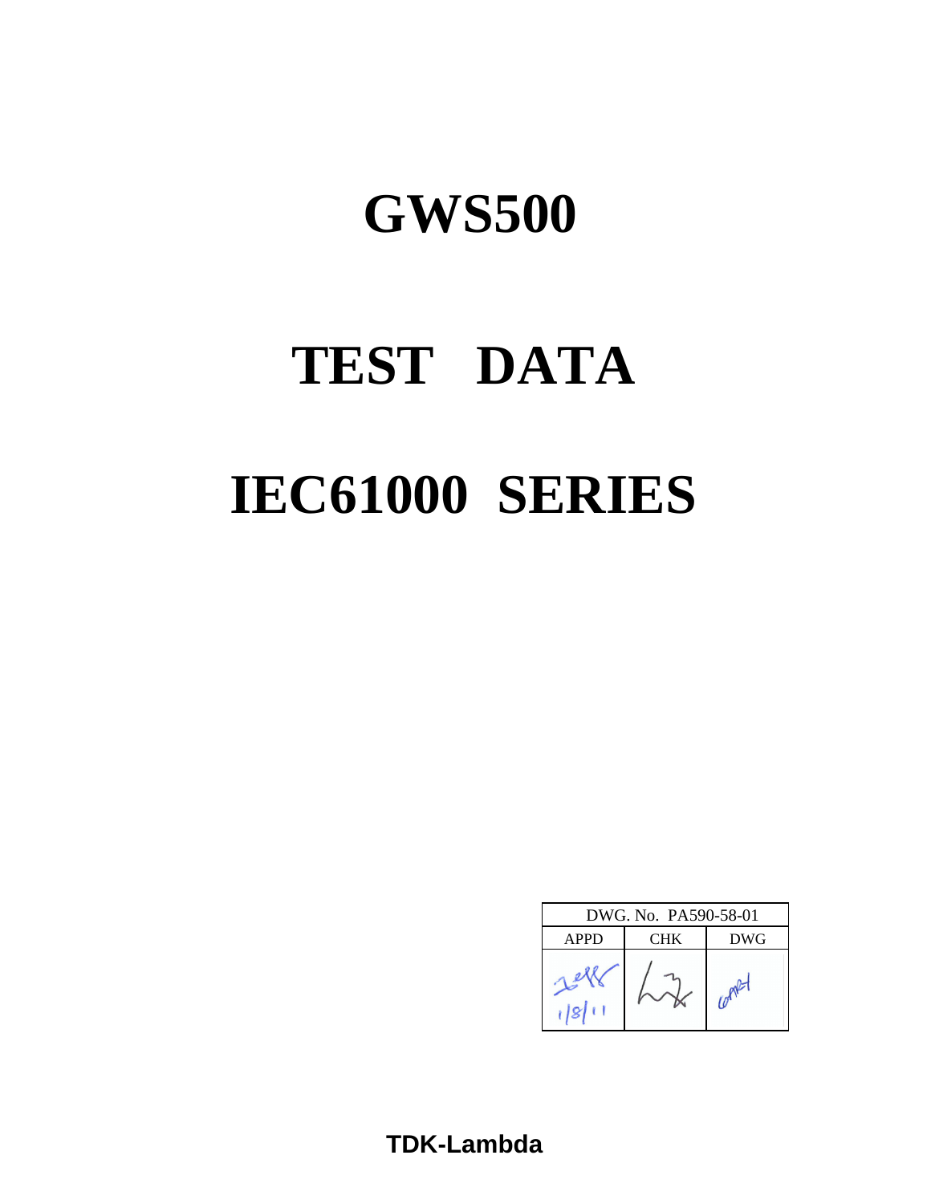# GWS500

# TEST DATA

# IEC61000 SERIES

| DWG. No. PA590-58-01 | | |
|---|---|---|
| APPD | CHK | DWG |
| 1/8/11 | | |

**TDK-Lambda**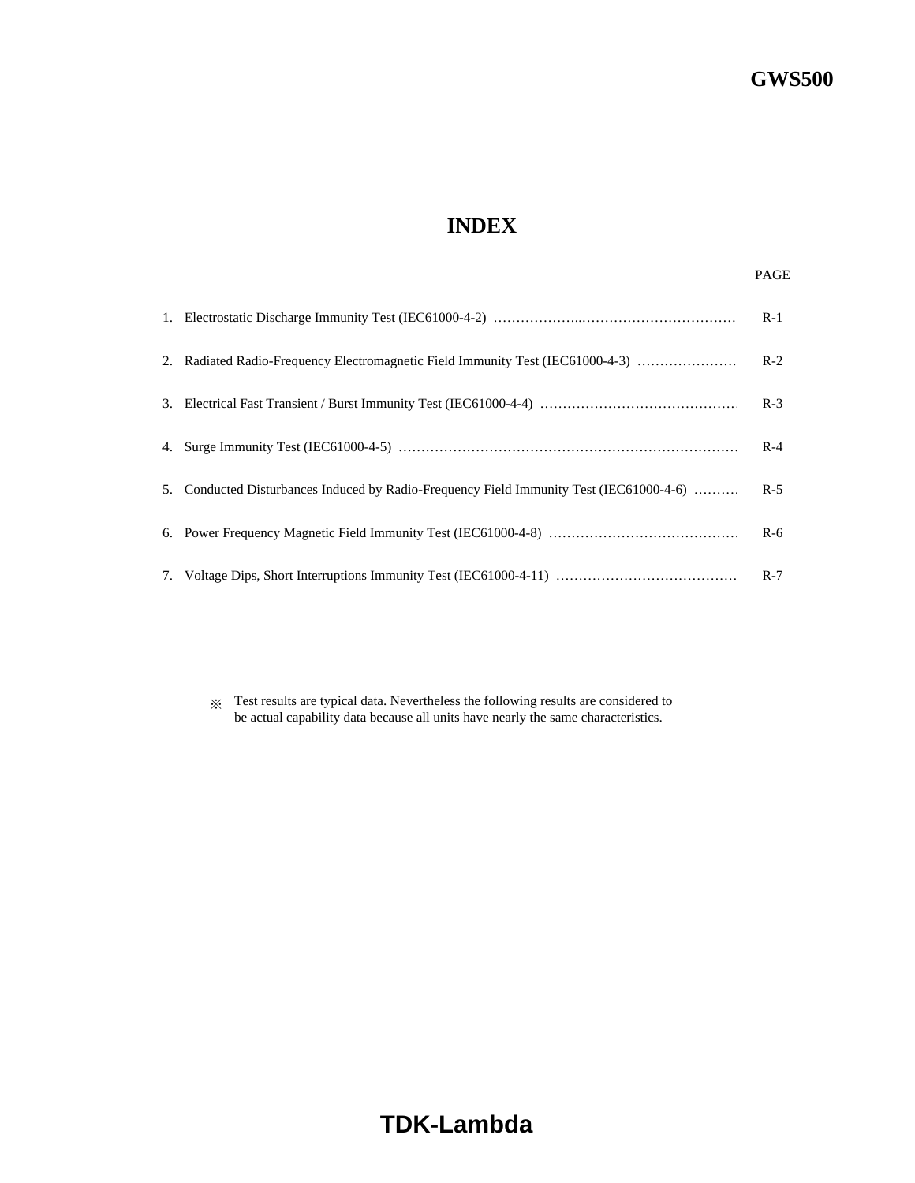# INDEX

| | | PAGE |
|---|---|---|
| 1. | Electrostatic Discharge Immunity Test (IEC61000-4-2) | R-1 |
| 2. | Radiated Radio-Frequency Electromagnetic Field Immunity Test (IEC61000-4-3) | R-2 |
| 3. | Electrical Fast Transient / Burst Immunity Test (IEC61000-4-4) | R-3 |
| 4. | Surge Immunity Test (IEC61000-4-5) | R-4 |
| 5. | Conducted Disturbances Induced by Radio-Frequency Field Immunity Test (IEC61000-4-6) | R-5 |
| 6. | Power Frequency Magnetic Field Immunity Test (IEC61000-4-8) | R-6 |
| 7. | Voltage Dips, Short Interruptions Immunity Test (IEC61000-4-11) | R-7 |

※ Test results are typical data. Nevertheless the following results are considered to be actual capability data because all units have nearly the same characteristics.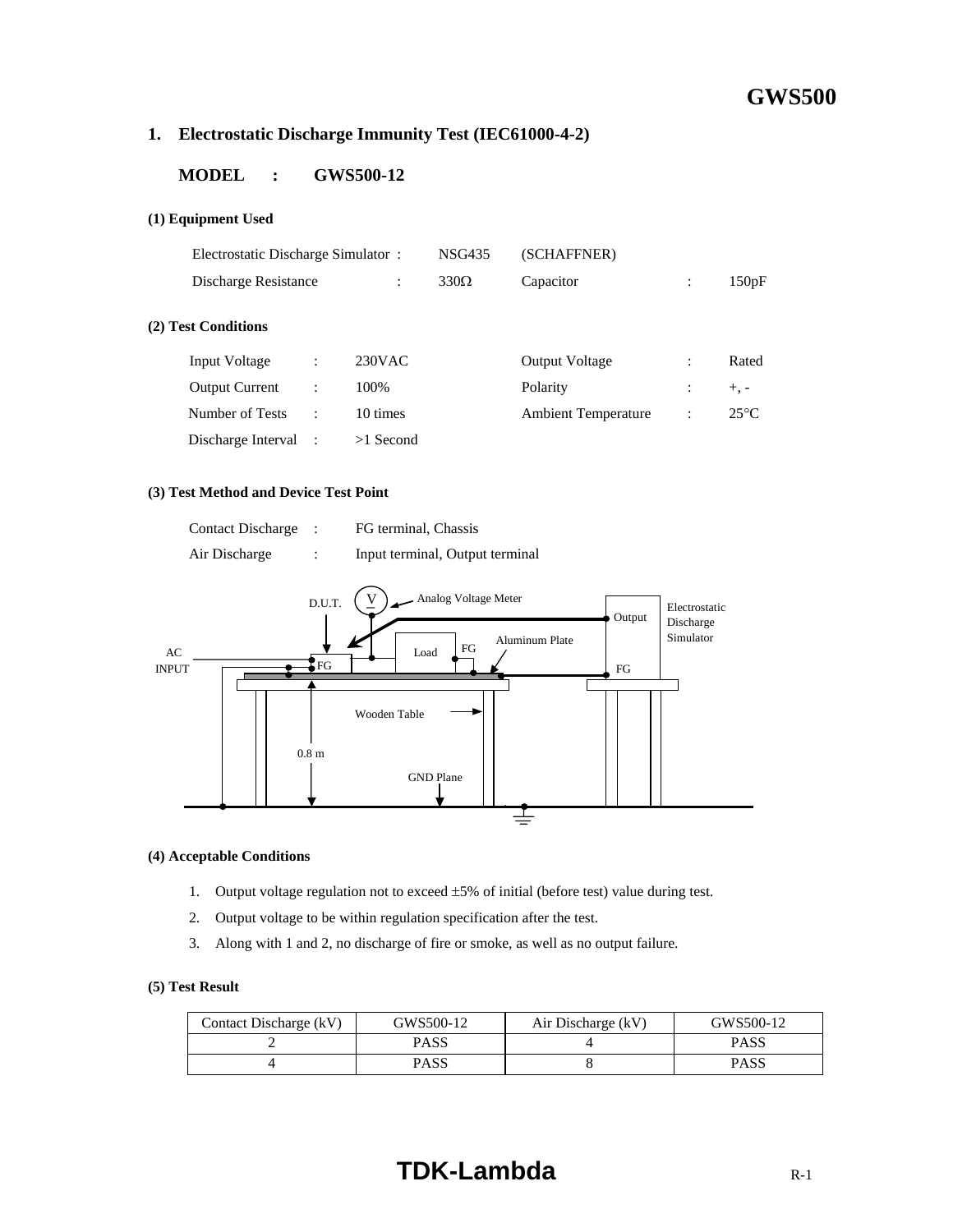# 1. Electrostatic Discharge Immunity Test (IEC61000-4-2)

**MODEL : GWS500-12**

**(1) Equipment Used**

| | | | | | |
|---|---|---|---|---|---|
| Electrostatic Discharge Simulator | : | NSG435 | (SCHAFFNER) | | |
| Discharge Resistance | : | 330Ω | Capacitor | : | 150pF |

**(2) Test Conditions**

| | | | | | |
|---|---|---|---|---|---|
| Input Voltage | : | 230VAC | Output Voltage | : | Rated |
| Output Current | : | 100% | Polarity | : | +, - |
| Number of Tests | : | 10 times | Ambient Temperature | : | 25°C |
| Discharge Interval | : | >1 Second | | | |

**(3) Test Method and Device Test Point**

Contact Discharge : FG terminal, Chassis

Air Discharge : Input terminal, Output terminal

D.U.T. V Analog Voltage Meter Output Electrostatic Discharge Simulator AC INPUT FG Load FG Aluminum Plate FG Wooden Table 0.8 m GND Plane

**(4) Acceptable Conditions**

1. Output voltage regulation not to exceed ±5% of initial (before test) value during test.
2. Output voltage to be within regulation specification after the test.
3. Along with 1 and 2, no discharge of fire or smoke, as well as no output failure.

**(5) Test Result**

| Contact Discharge (kV) | GWS500-12 | Air Discharge (kV) | GWS500-12 |
|---|---|---|---|
| 2 | PASS | 4 | PASS |
| 4 | PASS | 8 | PASS |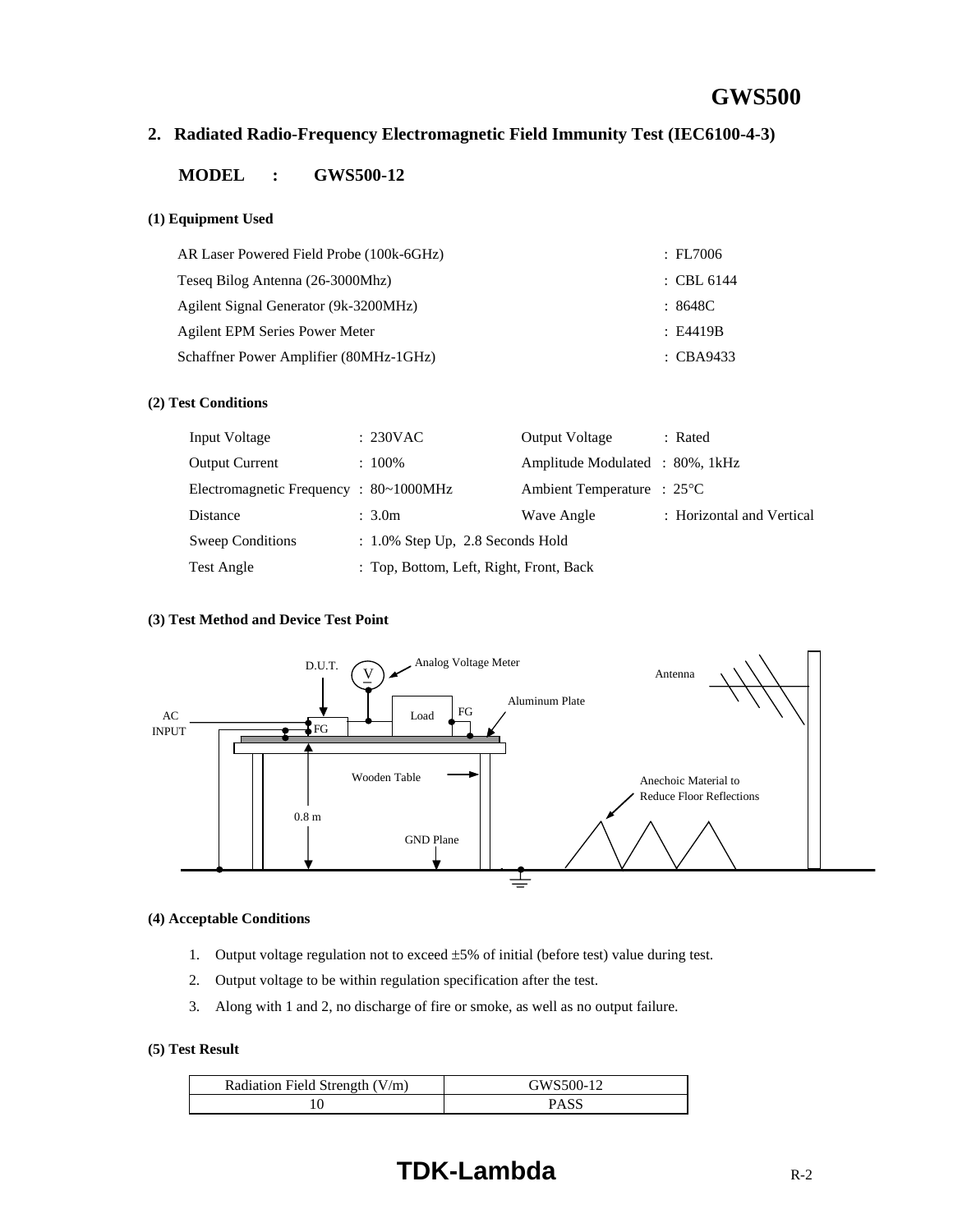## 2. Radiated Radio-Frequency Electromagnetic Field Immunity Test (IEC6100-4-3)

**MODEL : GWS500-12**

### (1) Equipment Used

| | |
|---|---|
| AR Laser Powered Field Probe (100k-6GHz) | : FL7006 |
| Teseq Bilog Antenna (26-3000Mhz) | : CBL 6144 |
| Agilent Signal Generator (9k-3200MHz) | : 8648C |
| Agilent EPM Series Power Meter | : E4419B |
| Schaffner Power Amplifier (80MHz-1GHz) | : CBA9433 |

### (2) Test Conditions

| | | | |
|---|---|---|---|
| Input Voltage | : 230VAC | Output Voltage | : Rated |
| Output Current | : 100% | Amplitude Modulated | : 80%, 1kHz |
| Electromagnetic Frequency | : 80~1000MHz | Ambient Temperature | : 25°C |
| Distance | : 3.0m | Wave Angle | : Horizontal and Vertical |
| Sweep Conditions | : 1.0% Step Up, 2.8 Seconds Hold | | |
| Test Angle | : Top, Bottom, Left, Right, Front, Back | | |

### (3) Test Method and Device Test Point

D.U.T. | Analog Voltage Meter | V | Antenna | Aluminum Plate | Load | FG | AC INPUT | FG | Wooden Table | Anechoic Material to Reduce Floor Reflections | 0.8 m | GND Plane

### (4) Acceptable Conditions

1. Output voltage regulation not to exceed ±5% of initial (before test) value during test.
2. Output voltage to be within regulation specification after the test.
3. Along with 1 and 2, no discharge of fire or smoke, as well as no output failure.

### (5) Test Result

| Radiation Field Strength (V/m) | GWS500-12 |
|---|---|
| 10 | PASS |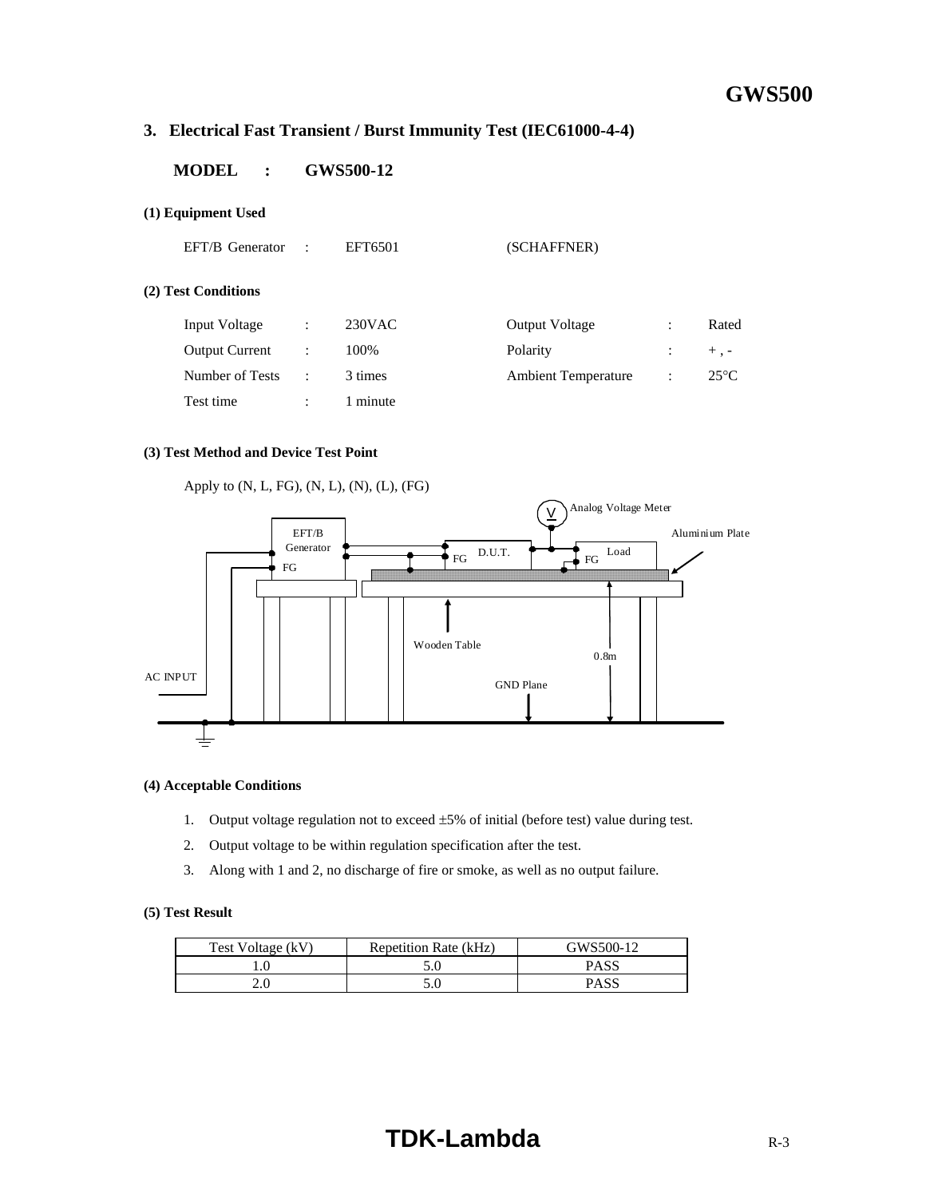## 3. Electrical Fast Transient / Burst Immunity Test (IEC61000-4-4)

**MODEL : GWS500-12**

**(1) Equipment Used**

EFT/B Generator : EFT6501 (SCHAFFNER)

**(2) Test Conditions**

| | | | | | |
|---|---|---|---|---|---|
| Input Voltage | : 230VAC | | Output Voltage | : | Rated |
| Output Current | : 100% | | Polarity | : | + , - |
| Number of Tests | : 3 times | | Ambient Temperature | : | 25°C |
| Test time | : 1 minute | | | | |

**(3) Test Method and Device Test Point**

Apply to (N, L, FG), (N, L), (N), (L), (FG)

Analog Voltage Meter
EFT/B Generator
FG
D.U.T.
FG
Load
FG
Aluminium Plate
Wooden Table
0.8m
AC INPUT
GND Plane

**(4) Acceptable Conditions**

1. Output voltage regulation not to exceed ±5% of initial (before test) value during test.
2. Output voltage to be within regulation specification after the test.
3. Along with 1 and 2, no discharge of fire or smoke, as well as no output failure.

**(5) Test Result**

| Test Voltage (kV) | Repetition Rate (kHz) | GWS500-12 |
|---|---|---|
| 1.0 | 5.0 | PASS |
| 2.0 | 5.0 | PASS |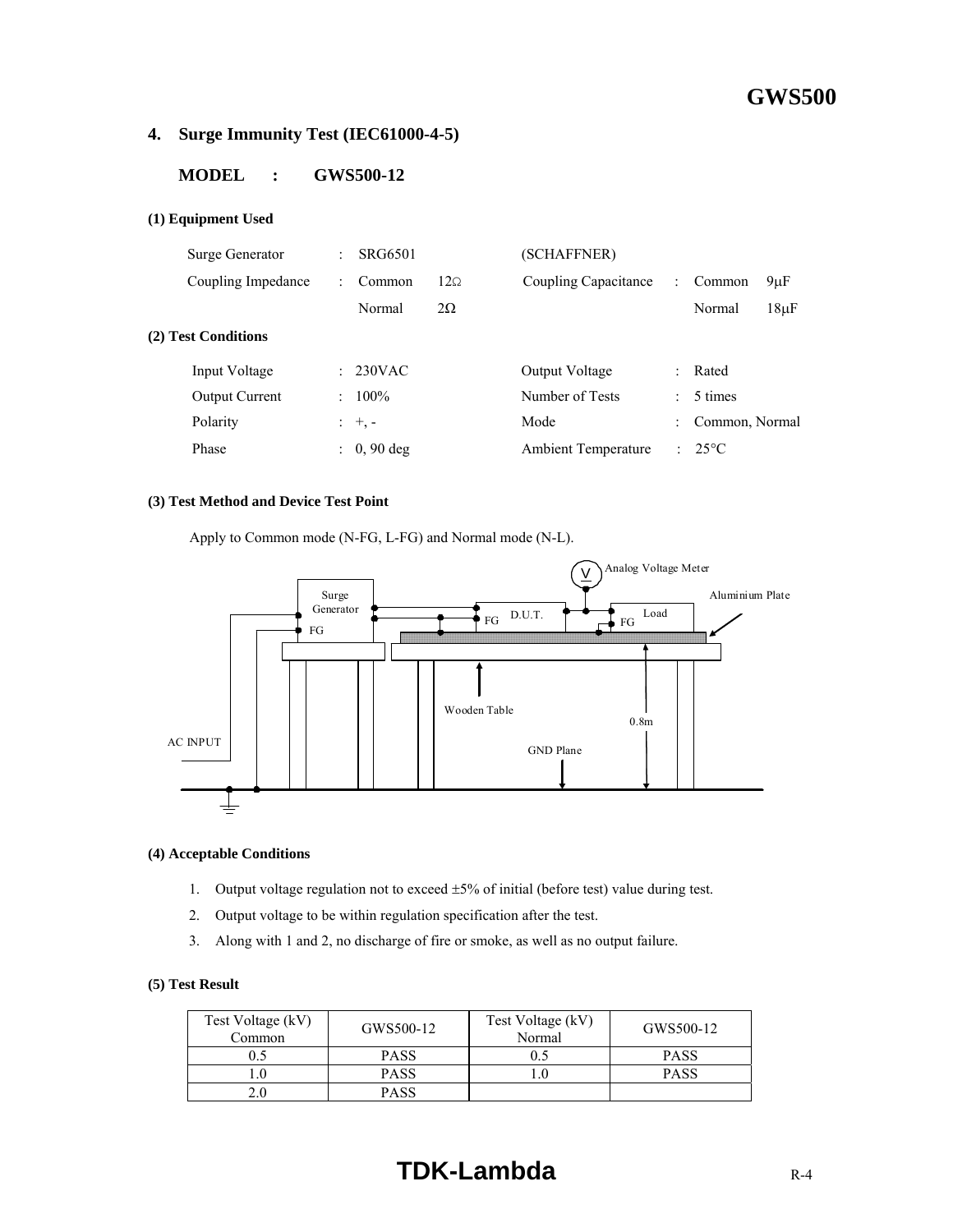## 4. Surge Immunity Test (IEC61000-4-5)

**MODEL : GWS500-12**

**(1) Equipment Used**

| | | | | | | |
|---|---|---|---|---|---|---|
| Surge Generator | : | SRG6501 | | (SCHAFFNER) | | |
| Coupling Impedance | : | Common | 12Ω | Coupling Capacitance | : | Common 9μF |
| | | Normal | 2Ω | | | Normal 18μF |

**(2) Test Conditions**

| | | | | |
|---|---|---|---|---|
| Input Voltage | : 230VAC | Output Voltage | : | Rated |
| Output Current | : 100% | Number of Tests | : | 5 times |
| Polarity | : +, - | Mode | : | Common, Normal |
| Phase | : 0, 90 deg | Ambient Temperature | : | 25°C |

**(3) Test Method and Device Test Point**

Apply to Common mode (N-FG, L-FG) and Normal mode (N-L).

Surge Generator, FG, D.U.T., FG, Load, FG, Analog Voltage Meter, Aluminium Plate, Wooden Table, 0.8m, GND Plane, AC INPUT

**(4) Acceptable Conditions**

1. Output voltage regulation not to exceed ±5% of initial (before test) value during test.
2. Output voltage to be within regulation specification after the test.
3. Along with 1 and 2, no discharge of fire or smoke, as well as no output failure.

**(5) Test Result**

| Test Voltage (kV) Common | GWS500-12 | Test Voltage (kV) Normal | GWS500-12 |
|---|---|---|---|
| 0.5 | PASS | 0.5 | PASS |
| 1.0 | PASS | 1.0 | PASS |
| 2.0 | PASS | | |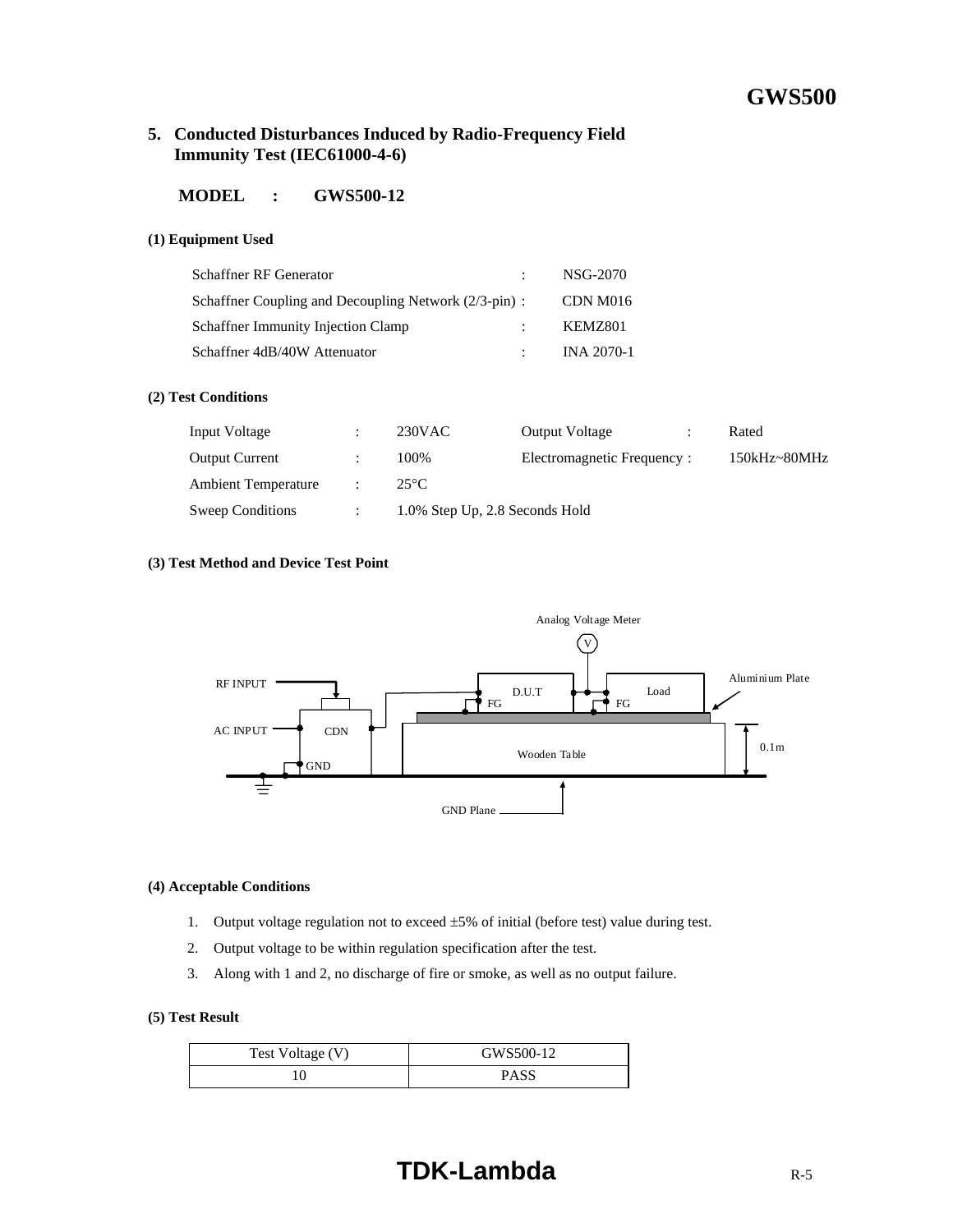## 5. Conducted Disturbances Induced by Radio-Frequency Field Immunity Test (IEC61000-4-6)

**MODEL : GWS500-12**

#### (1) Equipment Used

| | | |
|---|---|---|
| Schaffner RF Generator | : | NSG-2070 |
| Schaffner Coupling and Decoupling Network (2/3-pin) | : | CDN M016 |
| Schaffner Immunity Injection Clamp | : | KEMZ801 |
| Schaffner 4dB/40W Attenuator | : | INA 2070-1 |

#### (2) Test Conditions

| | | | | | |
|---|---|---|---|---|---|
| Input Voltage | : | 230VAC | Output Voltage | : | Rated |
| Output Current | : | 100% | Electromagnetic Frequency | : | 150kHz~80MHz |
| Ambient Temperature | : | 25°C | | | |
| Sweep Conditions | : | 1.0% Step Up, 2.8 Seconds Hold | | | |

#### (3) Test Method and Device Test Point

Analog Voltage Meter
V
RF INPUT
AC INPUT
CDN
GND
D.U.T
FG
Load
FG
Aluminium Plate
Wooden Table
0.1m
GND Plane

#### (4) Acceptable Conditions

1. Output voltage regulation not to exceed ±5% of initial (before test) value during test.
2. Output voltage to be within regulation specification after the test.
3. Along with 1 and 2, no discharge of fire or smoke, as well as no output failure.

#### (5) Test Result

| Test Voltage (V) | GWS500-12 |
|---|---|
| 10 | PASS |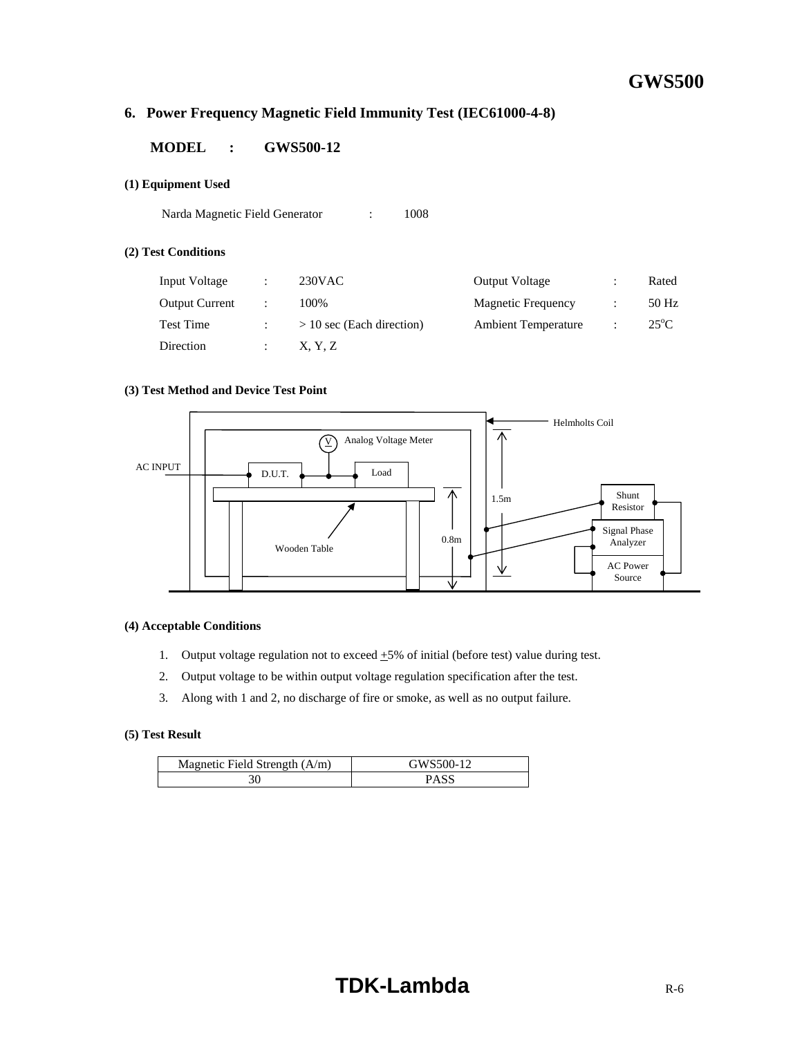## 6. Power Frequency Magnetic Field Immunity Test (IEC61000-4-8)

**MODEL : GWS500-12**

**(1) Equipment Used**

Narda Magnetic Field Generator : 1008

**(2) Test Conditions**

| Input Voltage | : | 230VAC | Output Voltage | : | Rated |
|---|---|---|---|---|---|
| Output Current | : | 100% | Magnetic Frequency | : | 50 Hz |
| Test Time | : | > 10 sec (Each direction) | Ambient Temperature | : | 25$^{o}$C |
| Direction | : | X, Y, Z | | | |

**(3) Test Method and Device Test Point**

Helmholts Coil

Analog Voltage Meter

AC INPUT

D.U.T.

Load

1.5m

Shunt Resistor

Signal Phase Analyzer

0.8m

Wooden Table

AC Power Source

**(4) Acceptable Conditions**

1. Output voltage regulation not to exceed ±5% of initial (before test) value during test.
2. Output voltage to be within output voltage regulation specification after the test.
3. Along with 1 and 2, no discharge of fire or smoke, as well as no output failure.

**(5) Test Result**

| Magnetic Field Strength (A/m) | GWS500-12 |
|---|---|
| 30 | PASS |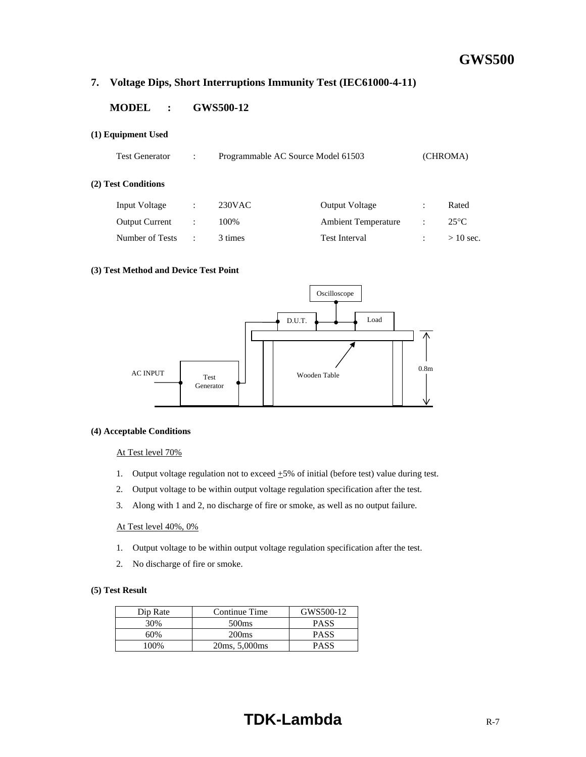## 7. Voltage Dips, Short Interruptions Immunity Test (IEC61000-4-11)

**MODEL : GWS500-12**

**(1) Equipment Used**

| | | | |
|---|---|---|---|
| Test Generator | : | Programmable AC Source Model 61503 | (CHROMA) |

**(2) Test Conditions**

| | | | | | |
|---|---|---|---|---|---|
| Input Voltage | : | 230VAC | Output Voltage | : | Rated |
| Output Current | : | 100% | Ambient Temperature | : | 25°C |
| Number of Tests | : | 3 times | Test Interval | : | > 10 sec. |

**(3) Test Method and Device Test Point**

Oscilloscope

D.U.T.

Load

AC INPUT

Test Generator

Wooden Table

0.8m

**(4) Acceptable Conditions**

At Test level 70%

1. Output voltage regulation not to exceed ±5% of initial (before test) value during test.
2. Output voltage to be within output voltage regulation specification after the test.
3. Along with 1 and 2, no discharge of fire or smoke, as well as no output failure.

At Test level 40%, 0%

1. Output voltage to be within output voltage regulation specification after the test.
2. No discharge of fire or smoke.

**(5) Test Result**

| Dip Rate | Continue Time | GWS500-12 |
|---|---|---|
| 30% | 500ms | PASS |
| 60% | 200ms | PASS |
| 100% | 20ms, 5,000ms | PASS |